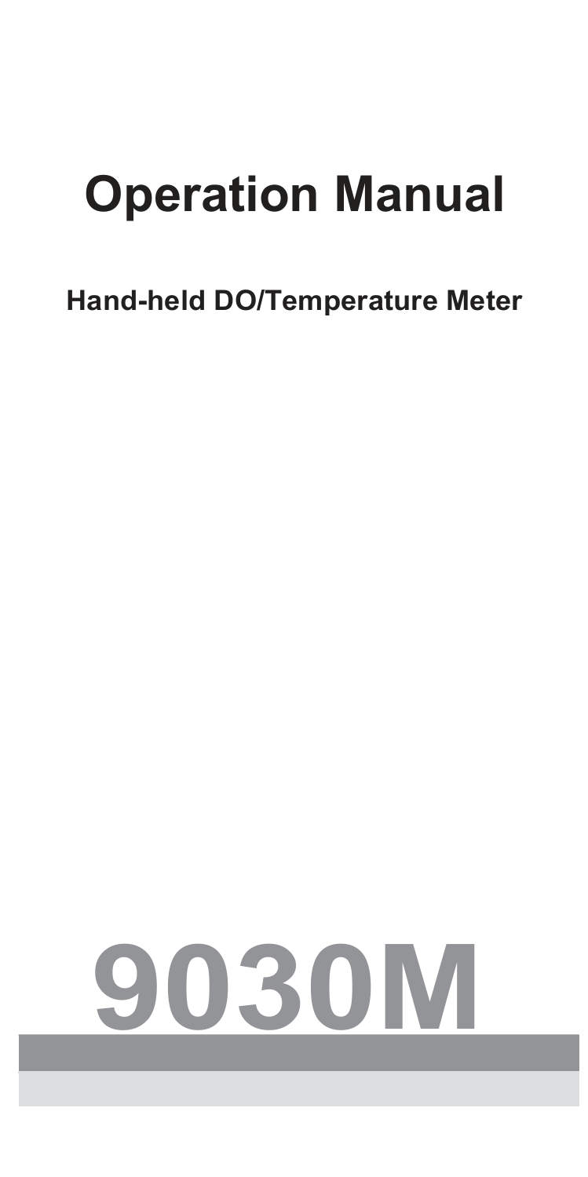# Operation Manual

**Hand-held DO/Temperature Meter**

# 9030M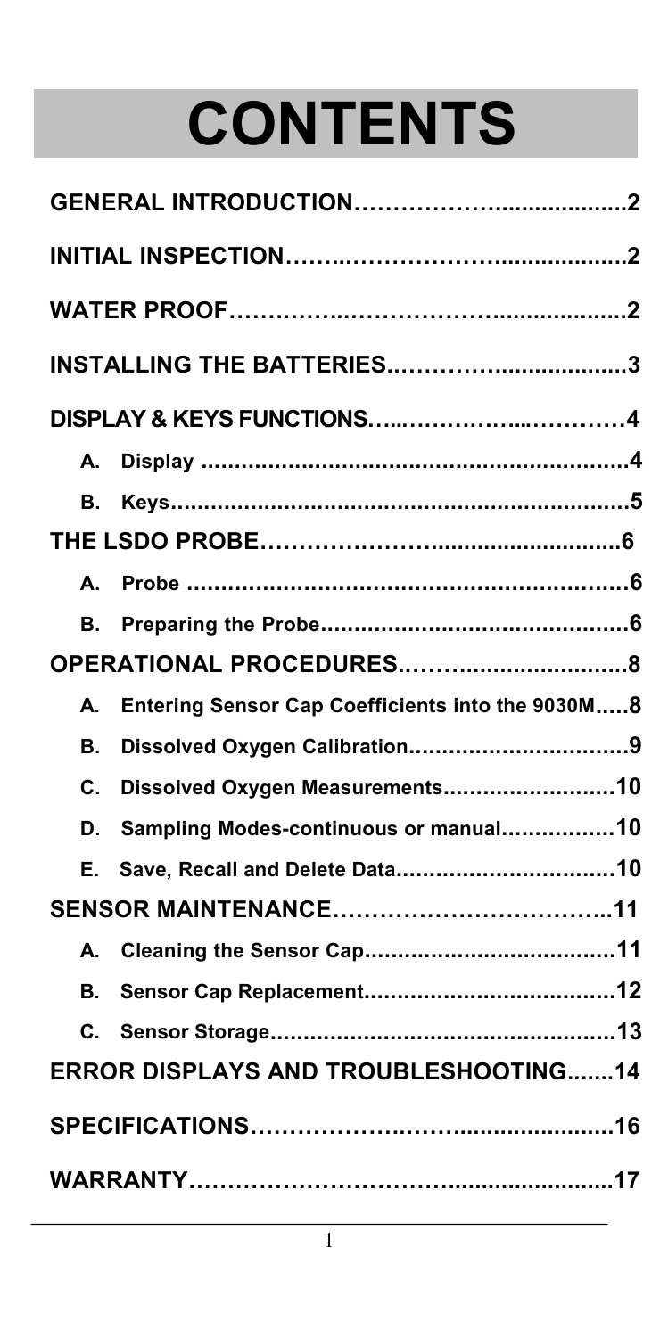# CONTENTS

**GENERAL INTRODUCTION………………….................2**

**INITIAL INSPECTION……..…………………...............2**

**WATER PROOF…….…………..……………….............2**

**INSTALLING THE BATTERIES..…………....................3**

**DISPLAY & KEYS FUNCTIONS…...…………...…………4**

- **A. Display ...............................................................4**
- **B. Keys....................................................................5**

**THE LSDO PROBE…………………............................6**

- **A. Probe ………………………………………………………6**
- **B. Preparing the Probe.............................................6**

**OPERATIONAL PROCEDURES..……........................8**

- **A. Entering Sensor Cap Coefficients into the 9030M.....8**
- **B. Dissolved Oxygen Calibration.................................9**
- **C. Dissolved Oxygen Measurements.........................10**
- **D. Sampling Modes-continuous or manual.................10**
- **E. Save, Recall and Delete Data................................10**

**SENSOR MAINTENANCE……………………………..11**

- **A. Cleaning the Sensor Cap......................................11**
- **B. Sensor Cap Replacement......................................12**
- **C. Sensor Storage.....................................................13**

**ERROR DISPLAYS AND TROUBLESHOOTING.......14**

**SPECIFICATIONS……………..……......................16**

**WARRANTY…………………………….......................17**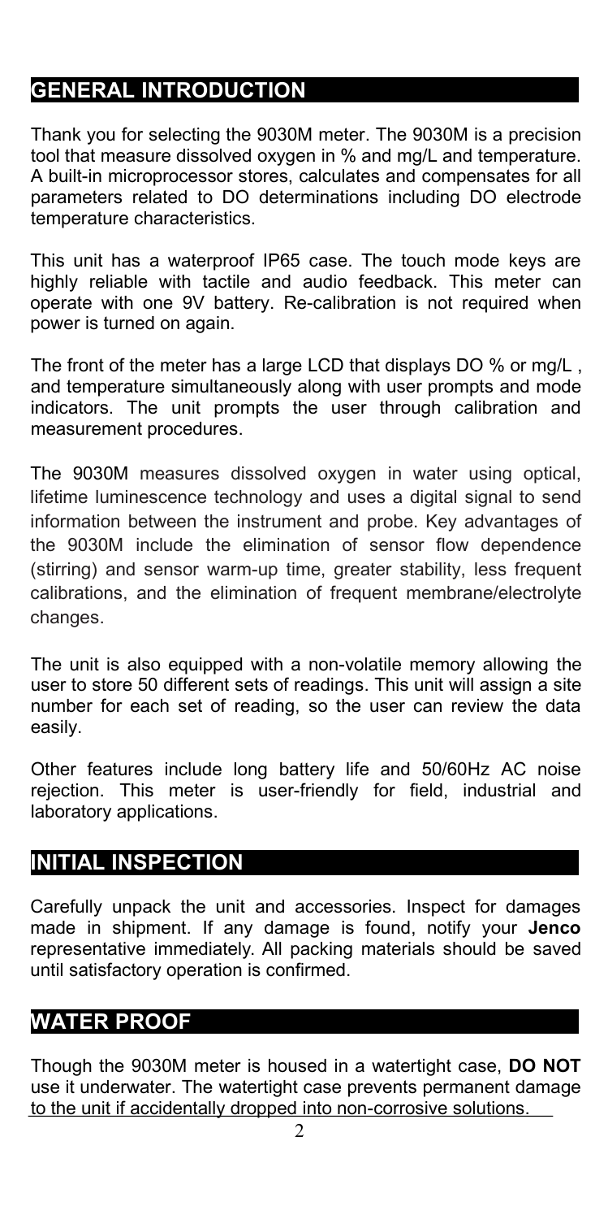## GENERAL INTRODUCTION

Thank you for selecting the 9030M meter. The 9030M is a precision tool that measure dissolved oxygen in % and mg/L and temperature. A built-in microprocessor stores, calculates and compensates for all parameters related to DO determinations including DO electrode temperature characteristics.

This unit has a waterproof IP65 case. The touch mode keys are highly reliable with tactile and audio feedback. This meter can operate with one 9V battery. Re-calibration is not required when power is turned on again.

The front of the meter has a large LCD that displays DO % or mg/L , and temperature simultaneously along with user prompts and mode indicators. The unit prompts the user through calibration and measurement procedures.

The 9030M measures dissolved oxygen in water using optical, lifetime luminescence technology and uses a digital signal to send information between the instrument and probe. Key advantages of the 9030M include the elimination of sensor flow dependence (stirring) and sensor warm-up time, greater stability, less frequent calibrations, and the elimination of frequent membrane/electrolyte changes.

The unit is also equipped with a non-volatile memory allowing the user to store 50 different sets of readings. This unit will assign a site number for each set of reading, so the user can review the data easily.

Other features include long battery life and 50/60Hz AC noise rejection. This meter is user-friendly for field, industrial and laboratory applications.

## INITIAL INSPECTION

Carefully unpack the unit and accessories. Inspect for damages made in shipment. If any damage is found, notify your **Jenco** representative immediately. All packing materials should be saved until satisfactory operation is confirmed.

## WATER PROOF

Though the 9030M meter is housed in a watertight case, **DO NOT** use it underwater. The watertight case prevents permanent damage to the unit if accidentally dropped into non-corrosive solutions.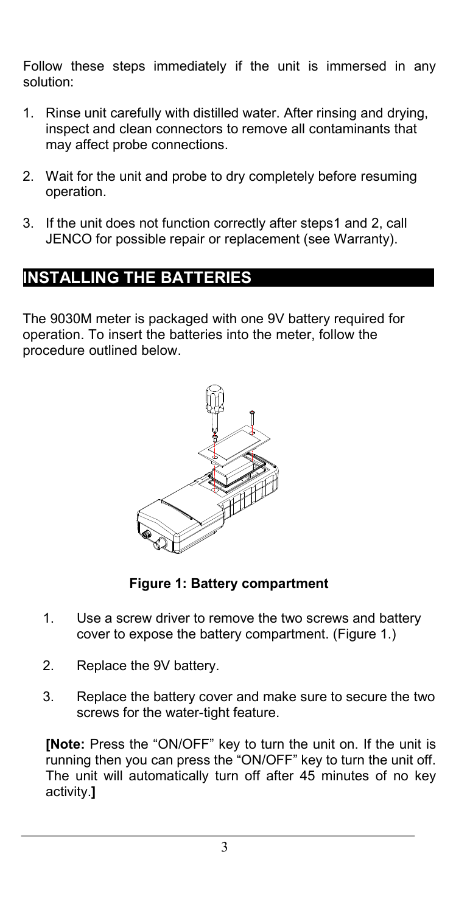Follow these steps immediately if the unit is immersed in any solution:

1. Rinse unit carefully with distilled water. After rinsing and drying, inspect and clean connectors to remove all contaminants that may affect probe connections.
2. Wait for the unit and probe to dry completely before resuming operation.
3. If the unit does not function correctly after steps1 and 2, call JENCO for possible repair or replacement (see Warranty).

## INSTALLING THE BATTERIES

The 9030M meter is packaged with one 9V battery required for operation. To insert the batteries into the meter, follow the procedure outlined below.

**Figure 1: Battery compartment**

1. Use a screw driver to remove the two screws and battery cover to expose the battery compartment. (Figure 1.)
2. Replace the 9V battery.
3. Replace the battery cover and make sure to secure the two screws for the water-tight feature.

**[Note:** Press the "ON/OFF" key to turn the unit on. If the unit is running then you can press the "ON/OFF" key to turn the unit off. The unit will automatically turn off after 45 minutes of no key activity.**]**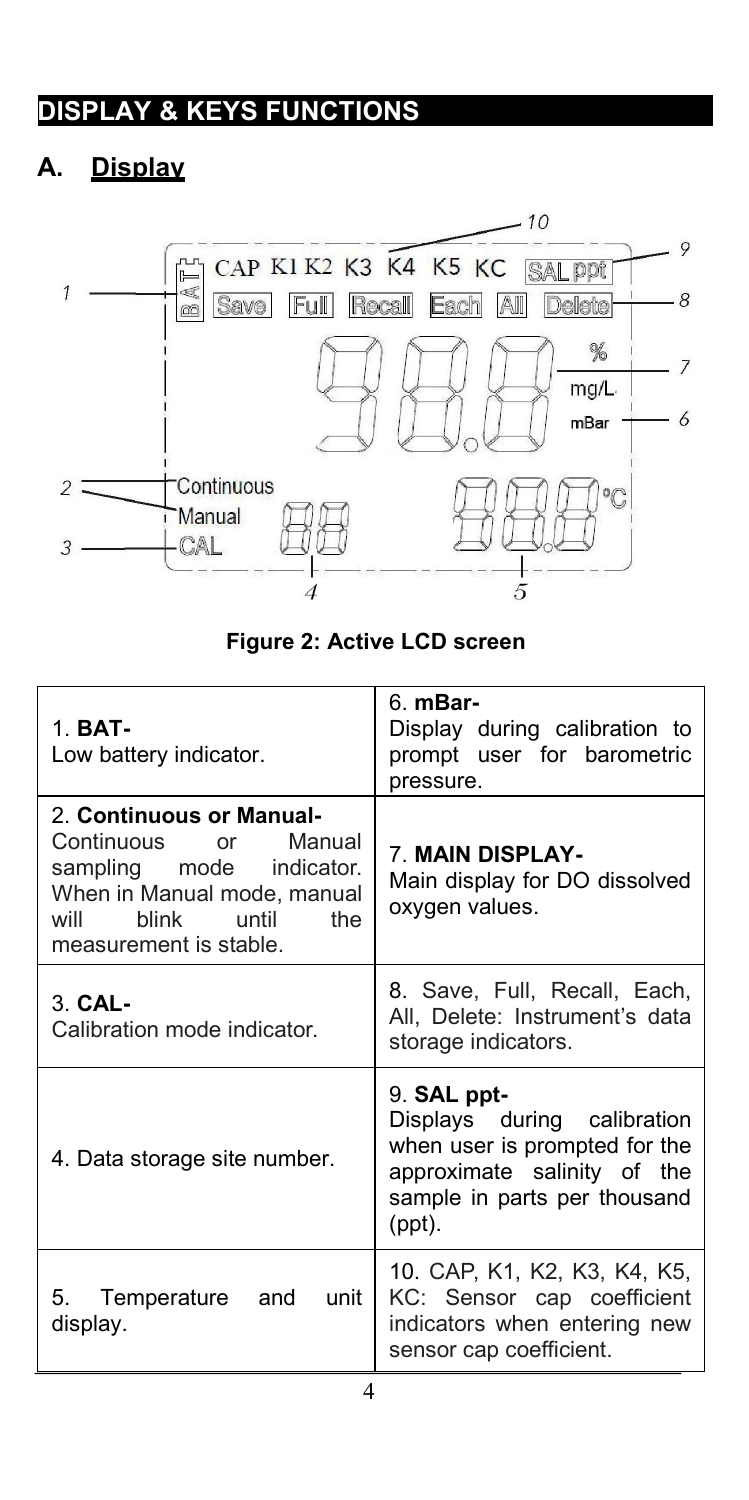# DISPLAY & KEYS FUNCTIONS

## A. Display

**Figure 2: Active LCD screen**

| | |
|---|---|
| 1. **BAT-** Low battery indicator. | 6. **mBar-** Display during calibration to prompt user for barometric pressure. |
| 2. **Continuous or Manual-** Continuous or Manual sampling mode indicator. When in Manual mode, manual will blink until the measurement is stable. | 7. **MAIN DISPLAY-** Main display for DO dissolved oxygen values. |
| 3. **CAL-** Calibration mode indicator. | 8. Save, Full, Recall, Each, All, Delete: Instrument's data storage indicators. |
| 4. Data storage site number. | 9. **SAL ppt-** Displays during calibration when user is prompted for the approximate salinity of the sample in parts per thousand (ppt). |
| 5. Temperature and unit display. | 10. CAP, K1, K2, K3, K4, K5, KC: Sensor cap coefficient indicators when entering new sensor cap coefficient. |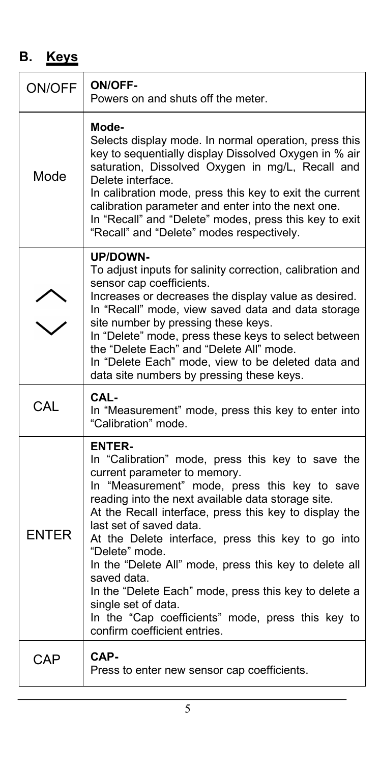## B. Keys

| Key | Description |
| --- | --- |
| ON/OFF | **ON/OFF-** Powers on and shuts off the meter. |
| Mode | **Mode-** Selects display mode. In normal operation, press this key to sequentially display Dissolved Oxygen in % air saturation, Dissolved Oxygen in mg/L, Recall and Delete interface. In calibration mode, press this key to exit the current calibration parameter and enter into the next one. In "Recall" and "Delete" modes, press this key to exit "Recall" and "Delete" modes respectively. |
| ︿ ﹀ | **UP/DOWN-** To adjust inputs for salinity correction, calibration and sensor cap coefficients. Increases or decreases the display value as desired. In "Recall" mode, view saved data and data storage site number by pressing these keys. In "Delete" mode, press these keys to select between the "Delete Each" and "Delete All" mode. In "Delete Each" mode, view to be deleted data and data site numbers by pressing these keys. |
| CAL | **CAL-** In "Measurement" mode, press this key to enter into "Calibration" mode. |
| ENTER | **ENTER-** In "Calibration" mode, press this key to save the current parameter to memory. In "Measurement" mode, press this key to save reading into the next available data storage site. At the Recall interface, press this key to display the last set of saved data. At the Delete interface, press this key to go into "Delete" mode. In the "Delete All" mode, press this key to delete all saved data. In the "Delete Each" mode, press this key to delete a single set of data. In the "Cap coefficients" mode, press this key to confirm coefficient entries. |
| CAP | **CAP-** Press to enter new sensor cap coefficients. |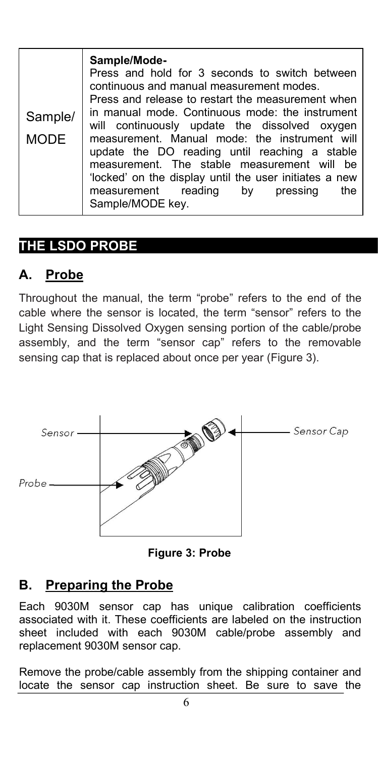| | |
|---|---|
| Sample/ MODE | **Sample/Mode-** Press and hold for 3 seconds to switch between continuous and manual measurement modes. Press and release to restart the measurement when in manual mode. Continuous mode: the instrument will continuously update the dissolved oxygen measurement. Manual mode: the instrument will update the DO reading until reaching a stable measurement. The stable measurement will be 'locked' on the display until the user initiates a new measurement reading by pressing the Sample/MODE key. |

# THE LSDO PROBE

## A. Probe

Throughout the manual, the term "probe" refers to the end of the cable where the sensor is located, the term "sensor" refers to the Light Sensing Dissolved Oxygen sensing portion of the cable/probe assembly, and the term "sensor cap" refers to the removable sensing cap that is replaced about once per year (Figure 3).

Sensor

Sensor Cap

Probe

**Figure 3: Probe**

## B. Preparing the Probe

Each 9030M sensor cap has unique calibration coefficients associated with it. These coefficients are labeled on the instruction sheet included with each 9030M cable/probe assembly and replacement 9030M sensor cap.

Remove the probe/cable assembly from the shipping container and locate the sensor cap instruction sheet. Be sure to save the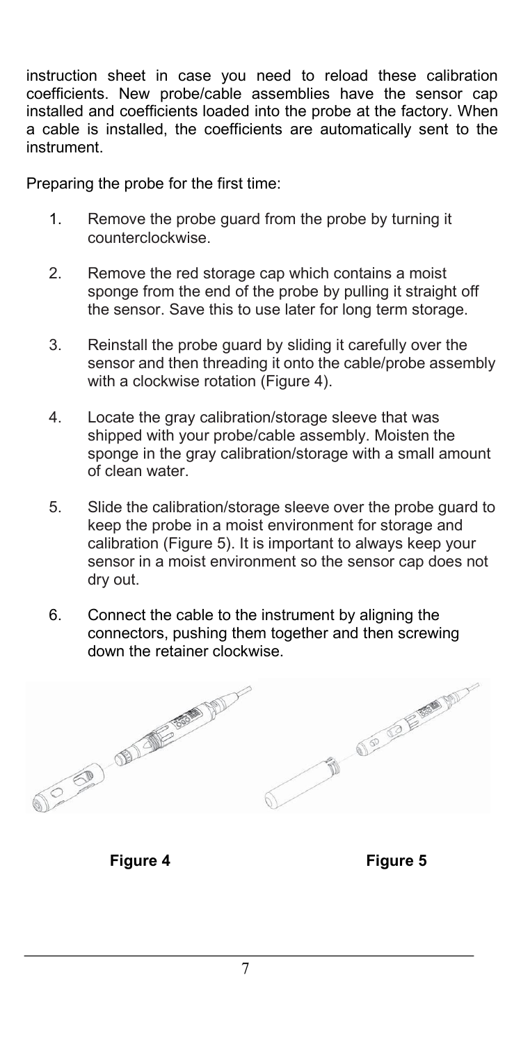instruction sheet in case you need to reload these calibration coefficients. New probe/cable assemblies have the sensor cap installed and coefficients loaded into the probe at the factory. When a cable is installed, the coefficients are automatically sent to the instrument.

Preparing the probe for the first time:

1. Remove the probe guard from the probe by turning it counterclockwise.

2. Remove the red storage cap which contains a moist sponge from the end of the probe by pulling it straight off the sensor. Save this to use later for long term storage.

3. Reinstall the probe guard by sliding it carefully over the sensor and then threading it onto the cable/probe assembly with a clockwise rotation (Figure 4).

4. Locate the gray calibration/storage sleeve that was shipped with your probe/cable assembly. Moisten the sponge in the gray calibration/storage with a small amount of clean water.

5. Slide the calibration/storage sleeve over the probe guard to keep the probe in a moist environment for storage and calibration (Figure 5). It is important to always keep your sensor in a moist environment so the sensor cap does not dry out.

6. Connect the cable to the instrument by aligning the connectors, pushing them together and then screwing down the retainer clockwise.

**Figure 4**

**Figure 5**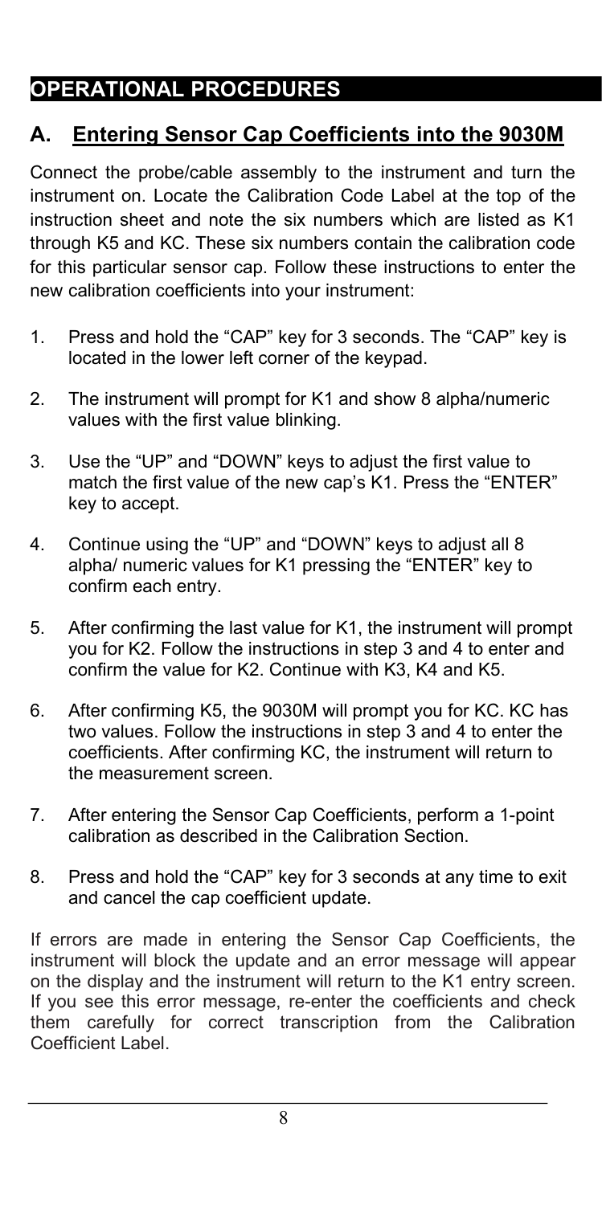# OPERATIONAL PROCEDURES

## A. Entering Sensor Cap Coefficients into the 9030M

Connect the probe/cable assembly to the instrument and turn the instrument on. Locate the Calibration Code Label at the top of the instruction sheet and note the six numbers which are listed as K1 through K5 and KC. These six numbers contain the calibration code for this particular sensor cap. Follow these instructions to enter the new calibration coefficients into your instrument:

1. Press and hold the "CAP" key for 3 seconds. The "CAP" key is located in the lower left corner of the keypad.
2. The instrument will prompt for K1 and show 8 alpha/numeric values with the first value blinking.
3. Use the "UP" and "DOWN" keys to adjust the first value to match the first value of the new cap's K1. Press the "ENTER" key to accept.
4. Continue using the "UP" and "DOWN" keys to adjust all 8 alpha/ numeric values for K1 pressing the "ENTER" key to confirm each entry.
5. After confirming the last value for K1, the instrument will prompt you for K2. Follow the instructions in step 3 and 4 to enter and confirm the value for K2. Continue with K3, K4 and K5.
6. After confirming K5, the 9030M will prompt you for KC. KC has two values. Follow the instructions in step 3 and 4 to enter the coefficients. After confirming KC, the instrument will return to the measurement screen.
7. After entering the Sensor Cap Coefficients, perform a 1-point calibration as described in the Calibration Section.
8. Press and hold the "CAP" key for 3 seconds at any time to exit and cancel the cap coefficient update.

If errors are made in entering the Sensor Cap Coefficients, the instrument will block the update and an error message will appear on the display and the instrument will return to the K1 entry screen. If you see this error message, re-enter the coefficients and check them carefully for correct transcription from the Calibration Coefficient Label.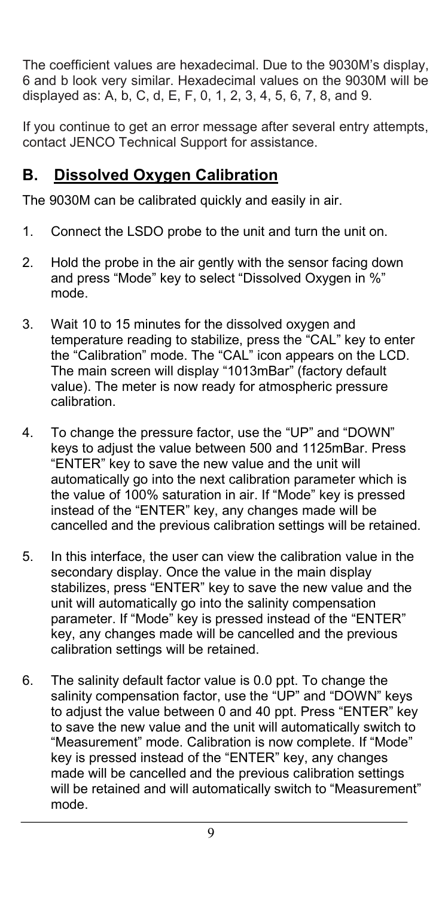The coefficient values are hexadecimal. Due to the 9030M's display, 6 and b look very similar. Hexadecimal values on the 9030M will be displayed as: A, b, C, d, E, F, 0, 1, 2, 3, 4, 5, 6, 7, 8, and 9.

If you continue to get an error message after several entry attempts, contact JENCO Technical Support for assistance.

## B. Dissolved Oxygen Calibration

The 9030M can be calibrated quickly and easily in air.

1. Connect the LSDO probe to the unit and turn the unit on.

2. Hold the probe in the air gently with the sensor facing down and press "Mode" key to select "Dissolved Oxygen in %" mode.

3. Wait 10 to 15 minutes for the dissolved oxygen and temperature reading to stabilize, press the "CAL" key to enter the "Calibration" mode. The "CAL" icon appears on the LCD. The main screen will display "1013mBar" (factory default value). The meter is now ready for atmospheric pressure calibration.

4. To change the pressure factor, use the "UP" and "DOWN" keys to adjust the value between 500 and 1125mBar. Press "ENTER" key to save the new value and the unit will automatically go into the next calibration parameter which is the value of 100% saturation in air. If "Mode" key is pressed instead of the "ENTER" key, any changes made will be cancelled and the previous calibration settings will be retained.

5. In this interface, the user can view the calibration value in the secondary display. Once the value in the main display stabilizes, press "ENTER" key to save the new value and the unit will automatically go into the salinity compensation parameter. If "Mode" key is pressed instead of the "ENTER" key, any changes made will be cancelled and the previous calibration settings will be retained.

6. The salinity default factor value is 0.0 ppt. To change the salinity compensation factor, use the "UP" and "DOWN" keys to adjust the value between 0 and 40 ppt. Press "ENTER" key to save the new value and the unit will automatically switch to "Measurement" mode. Calibration is now complete. If "Mode" key is pressed instead of the "ENTER" key, any changes made will be cancelled and the previous calibration settings will be retained and will automatically switch to "Measurement" mode.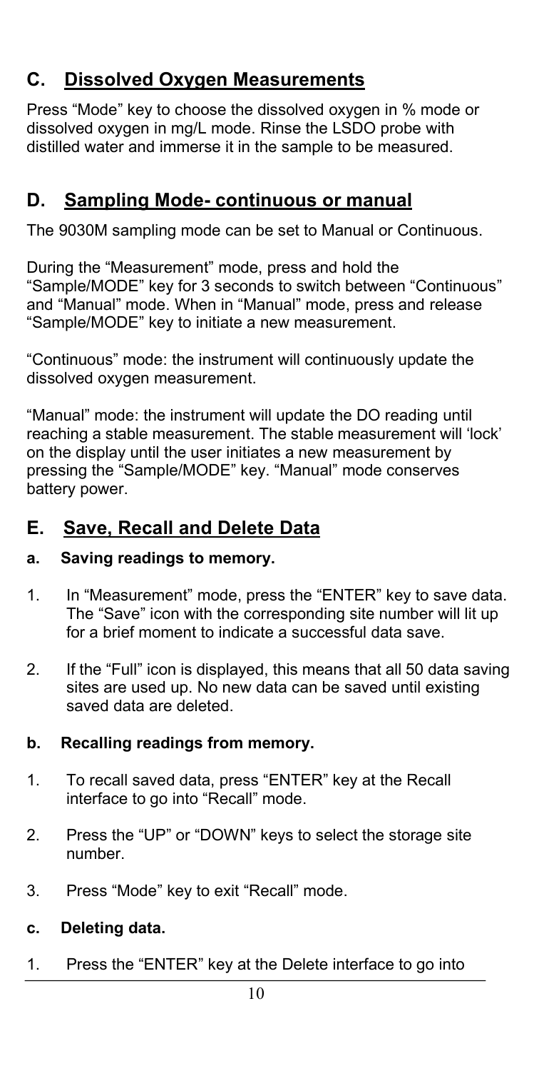## C. Dissolved Oxygen Measurements

Press “Mode” key to choose the dissolved oxygen in % mode or dissolved oxygen in mg/L mode. Rinse the LSDO probe with distilled water and immerse it in the sample to be measured.

## D. Sampling Mode- continuous or manual

The 9030M sampling mode can be set to Manual or Continuous.

During the “Measurement” mode, press and hold the “Sample/MODE” key for 3 seconds to switch between “Continuous” and “Manual” mode. When in “Manual” mode, press and release “Sample/MODE” key to initiate a new measurement.

“Continuous” mode: the instrument will continuously update the dissolved oxygen measurement.

“Manual” mode: the instrument will update the DO reading until reaching a stable measurement. The stable measurement will ‘lock’ on the display until the user initiates a new measurement by pressing the “Sample/MODE” key. “Manual” mode conserves battery power.

## E. Save, Recall and Delete Data

### a. Saving readings to memory.

1. In “Measurement” mode, press the “ENTER” key to save data. The “Save” icon with the corresponding site number will lit up for a brief moment to indicate a successful data save.
2. If the “Full” icon is displayed, this means that all 50 data saving sites are used up. No new data can be saved until existing saved data are deleted.

### b. Recalling readings from memory.

1. To recall saved data, press “ENTER” key at the Recall interface to go into “Recall” mode.
2. Press the “UP” or “DOWN” keys to select the storage site number.
3. Press “Mode” key to exit “Recall” mode.

### c. Deleting data.

1. Press the “ENTER” key at the Delete interface to go into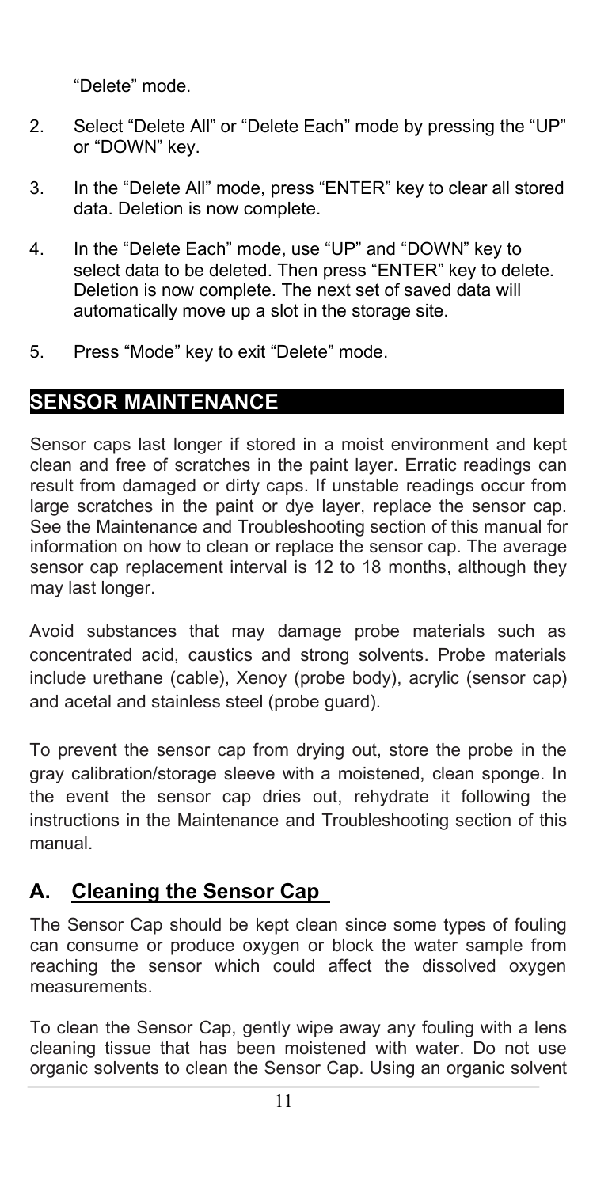"Delete" mode.

2. Select "Delete All" or "Delete Each" mode by pressing the "UP" or "DOWN" key.

3. In the "Delete All" mode, press "ENTER" key to clear all stored data. Deletion is now complete.

4. In the "Delete Each" mode, use "UP" and "DOWN" key to select data to be deleted. Then press "ENTER" key to delete. Deletion is now complete. The next set of saved data will automatically move up a slot in the storage site.

5. Press "Mode" key to exit "Delete" mode.

## SENSOR MAINTENANCE

Sensor caps last longer if stored in a moist environment and kept clean and free of scratches in the paint layer. Erratic readings can result from damaged or dirty caps. If unstable readings occur from large scratches in the paint or dye layer, replace the sensor cap. See the Maintenance and Troubleshooting section of this manual for information on how to clean or replace the sensor cap. The average sensor cap replacement interval is 12 to 18 months, although they may last longer.

Avoid substances that may damage probe materials such as concentrated acid, caustics and strong solvents. Probe materials include urethane (cable), Xenoy (probe body), acrylic (sensor cap) and acetal and stainless steel (probe guard).

To prevent the sensor cap from drying out, store the probe in the gray calibration/storage sleeve with a moistened, clean sponge. In the event the sensor cap dries out, rehydrate it following the instructions in the Maintenance and Troubleshooting section of this manual.

### A. Cleaning the Sensor Cap

The Sensor Cap should be kept clean since some types of fouling can consume or produce oxygen or block the water sample from reaching the sensor which could affect the dissolved oxygen measurements.

To clean the Sensor Cap, gently wipe away any fouling with a lens cleaning tissue that has been moistened with water. Do not use organic solvents to clean the Sensor Cap. Using an organic solvent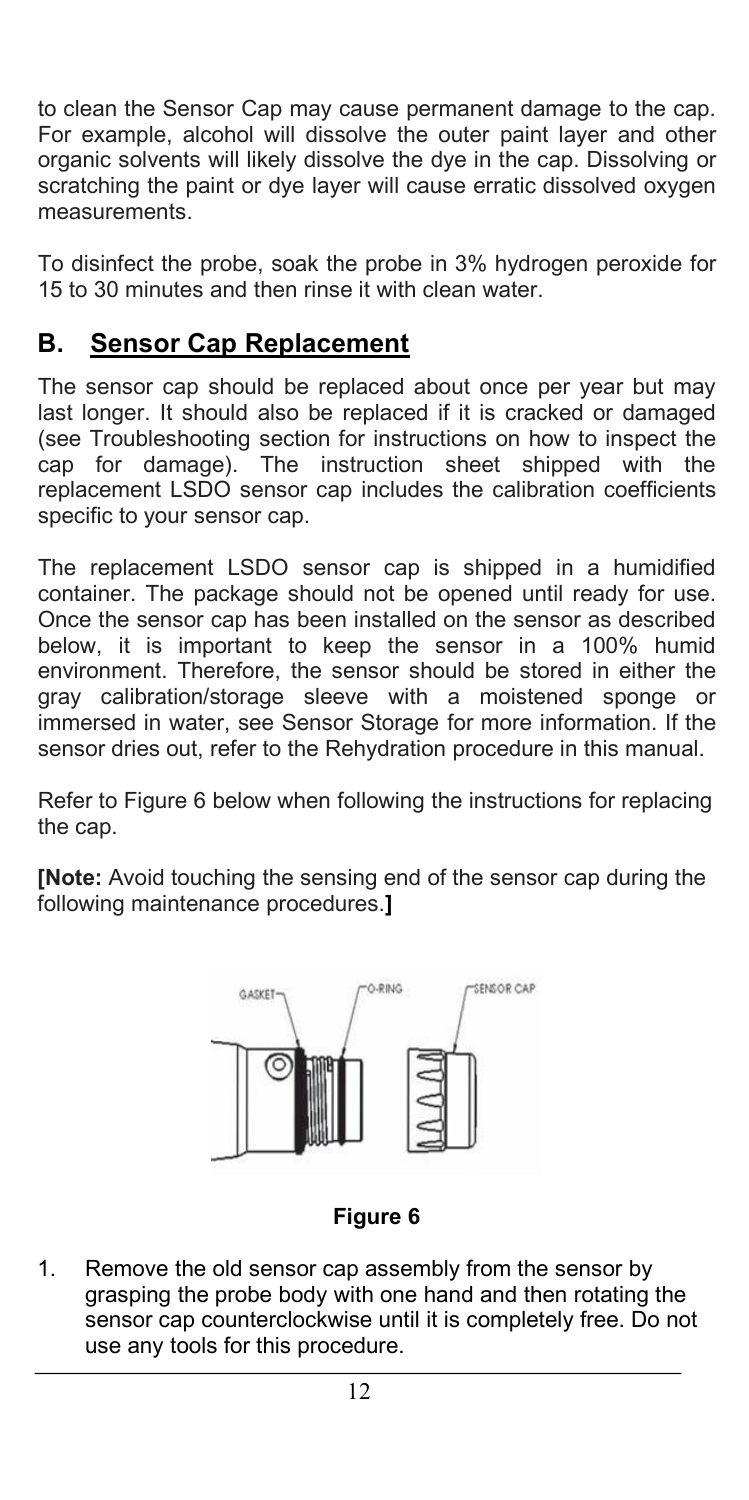to clean the Sensor Cap may cause permanent damage to the cap. For example, alcohol will dissolve the outer paint layer and other organic solvents will likely dissolve the dye in the cap. Dissolving or scratching the paint or dye layer will cause erratic dissolved oxygen measurements.

To disinfect the probe, soak the probe in 3% hydrogen peroxide for 15 to 30 minutes and then rinse it with clean water.

## B. Sensor Cap Replacement

The sensor cap should be replaced about once per year but may last longer. It should also be replaced if it is cracked or damaged (see Troubleshooting section for instructions on how to inspect the cap for damage). The instruction sheet shipped with the replacement LSDO sensor cap includes the calibration coefficients specific to your sensor cap.

The replacement LSDO sensor cap is shipped in a humidified container. The package should not be opened until ready for use. Once the sensor cap has been installed on the sensor as described below, it is important to keep the sensor in a 100% humid environment. Therefore, the sensor should be stored in either the gray calibration/storage sleeve with a moistened sponge or immersed in water, see Sensor Storage for more information. If the sensor dries out, refer to the Rehydration procedure in this manual.

Refer to Figure 6 below when following the instructions for replacing the cap.

**[Note:** Avoid touching the sensing end of the sensor cap during the following maintenance procedures.**]**

GASKET O-RING SENSOR CAP

**Figure 6**

1. Remove the old sensor cap assembly from the sensor by grasping the probe body with one hand and then rotating the sensor cap counterclockwise until it is completely free. Do not use any tools for this procedure.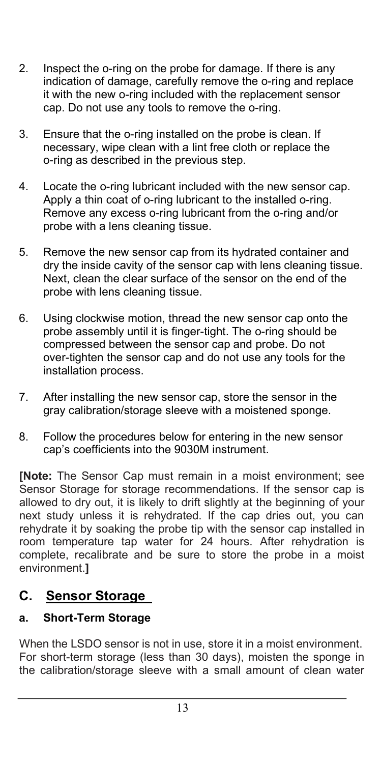2. Inspect the o-ring on the probe for damage. If there is any indication of damage, carefully remove the o-ring and replace it with the new o-ring included with the replacement sensor cap. Do not use any tools to remove the o-ring.

3. Ensure that the o-ring installed on the probe is clean. If necessary, wipe clean with a lint free cloth or replace the o-ring as described in the previous step.

4. Locate the o-ring lubricant included with the new sensor cap. Apply a thin coat of o-ring lubricant to the installed o-ring. Remove any excess o-ring lubricant from the o-ring and/or probe with a lens cleaning tissue.

5. Remove the new sensor cap from its hydrated container and dry the inside cavity of the sensor cap with lens cleaning tissue. Next, clean the clear surface of the sensor on the end of the probe with lens cleaning tissue.

6. Using clockwise motion, thread the new sensor cap onto the probe assembly until it is finger-tight. The o-ring should be compressed between the sensor cap and probe. Do not over-tighten the sensor cap and do not use any tools for the installation process.

7. After installing the new sensor cap, store the sensor in the gray calibration/storage sleeve with a moistened sponge.

8. Follow the procedures below for entering in the new sensor cap's coefficients into the 9030M instrument.

**[Note:** The Sensor Cap must remain in a moist environment; see Sensor Storage for storage recommendations. If the sensor cap is allowed to dry out, it is likely to drift slightly at the beginning of your next study unless it is rehydrated. If the cap dries out, you can rehydrate it by soaking the probe tip with the sensor cap installed in room temperature tap water for 24 hours. After rehydration is complete, recalibrate and be sure to store the probe in a moist environment.**]**

## C. Sensor Storage

### a. Short-Term Storage

When the LSDO sensor is not in use, store it in a moist environment. For short-term storage (less than 30 days), moisten the sponge in the calibration/storage sleeve with a small amount of clean water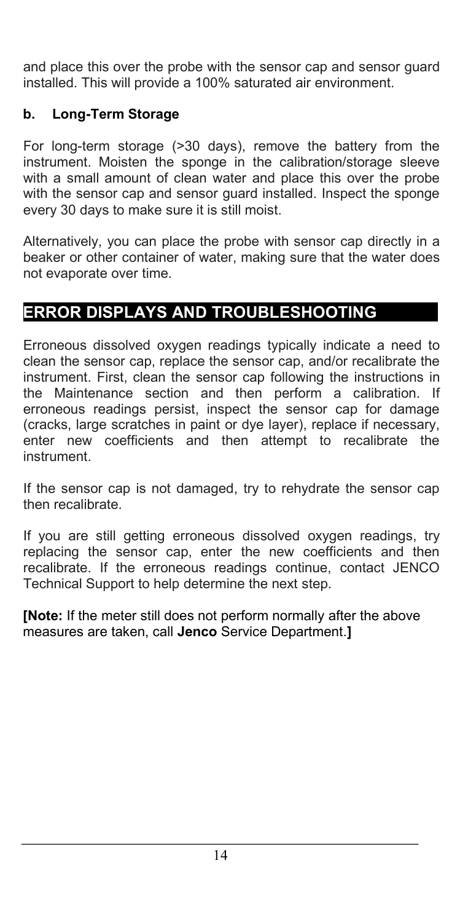and place this over the probe with the sensor cap and sensor guard installed. This will provide a 100% saturated air environment.

### b. Long-Term Storage

For long-term storage (>30 days), remove the battery from the instrument. Moisten the sponge in the calibration/storage sleeve with a small amount of clean water and place this over the probe with the sensor cap and sensor guard installed. Inspect the sponge every 30 days to make sure it is still moist.

Alternatively, you can place the probe with sensor cap directly in a beaker or other container of water, making sure that the water does not evaporate over time.

## ERROR DISPLAYS AND TROUBLESHOOTING

Erroneous dissolved oxygen readings typically indicate a need to clean the sensor cap, replace the sensor cap, and/or recalibrate the instrument. First, clean the sensor cap following the instructions in the Maintenance section and then perform a calibration. If erroneous readings persist, inspect the sensor cap for damage (cracks, large scratches in paint or dye layer), replace if necessary, enter new coefficients and then attempt to recalibrate the instrument.

If the sensor cap is not damaged, try to rehydrate the sensor cap then recalibrate.

If you are still getting erroneous dissolved oxygen readings, try replacing the sensor cap, enter the new coefficients and then recalibrate. If the erroneous readings continue, contact JENCO Technical Support to help determine the next step.

**[Note:** If the meter still does not perform normally after the above measures are taken, call **Jenco** Service Department.**]**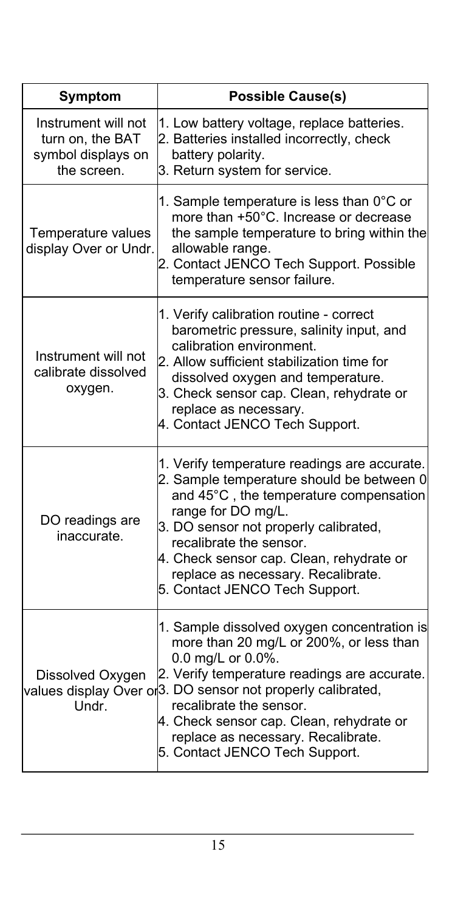| Symptom | Possible Cause(s) |
| --- | --- |
| Instrument will not turn on, the BAT symbol displays on the screen. | 1. Low battery voltage, replace batteries.<br>2. Batteries installed incorrectly, check battery polarity.<br>3. Return system for service. |
| Temperature values display Over or Undr. | 1. Sample temperature is less than 0°C or more than +50°C. Increase or decrease the sample temperature to bring within the allowable range.<br>2. Contact JENCO Tech Support. Possible temperature sensor failure. |
| Instrument will not calibrate dissolved oxygen. | 1. Verify calibration routine - correct barometric pressure, salinity input, and calibration environment.<br>2. Allow sufficient stabilization time for dissolved oxygen and temperature.<br>3. Check sensor cap. Clean, rehydrate or replace as necessary.<br>4. Contact JENCO Tech Support. |
| DO readings are inaccurate. | 1. Verify temperature readings are accurate.<br>2. Sample temperature should be between 0 and 45°C , the temperature compensation range for DO mg/L.<br>3. DO sensor not properly calibrated, recalibrate the sensor.<br>4. Check sensor cap. Clean, rehydrate or replace as necessary. Recalibrate.<br>5. Contact JENCO Tech Support. |
| Dissolved Oxygen values display Over or Undr. | 1. Sample dissolved oxygen concentration is more than 20 mg/L or 200%, or less than 0.0 mg/L or 0.0%.<br>2. Verify temperature readings are accurate.<br>3. DO sensor not properly calibrated, recalibrate the sensor.<br>4. Check sensor cap. Clean, rehydrate or replace as necessary. Recalibrate.<br>5. Contact JENCO Tech Support. |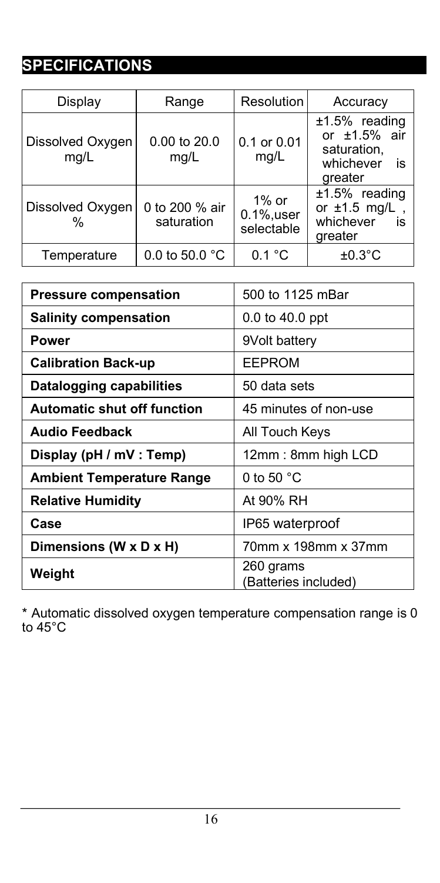## SPECIFICATIONS

| Display | Range | Resolution | Accuracy |
|---|---|---|---|
| Dissolved Oxygen mg/L | 0.00 to 20.0 mg/L | 0.1 or 0.01 mg/L | ±1.5% reading or ±1.5% air saturation, whichever is greater |
| Dissolved Oxygen % | 0 to 200 % air saturation | 1% or 0.1%,user selectable | ±1.5% reading or ±1.5 mg/L , whichever is greater |
| Temperature | 0.0 to 50.0 °C | 0.1 °C | ±0.3°C |

| | |
|---|---|
| **Pressure compensation** | 500 to 1125 mBar |
| **Salinity compensation** | 0.0 to 40.0 ppt |
| **Power** | 9Volt battery |
| **Calibration Back-up** | EEPROM |
| **Datalogging capabilities** | 50 data sets |
| **Automatic shut off function** | 45 minutes of non-use |
| **Audio Feedback** | All Touch Keys |
| **Display (pH / mV : Temp)** | 12mm : 8mm high LCD |
| **Ambient Temperature Range** | 0 to 50 °C |
| **Relative Humidity** | At 90% RH |
| **Case** | IP65 waterproof |
| **Dimensions (W x D x H)** | 70mm x 198mm x 37mm |
| **Weight** | 260 grams (Batteries included) |

* Automatic dissolved oxygen temperature compensation range is 0 to 45°C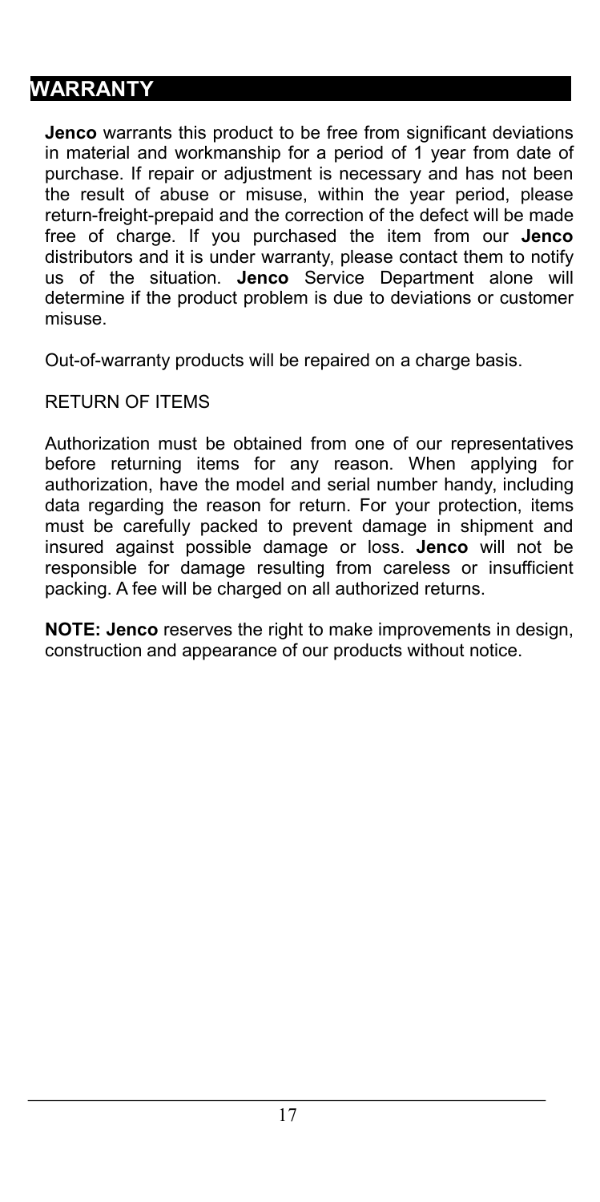## WARRANTY

**Jenco** warrants this product to be free from significant deviations in material and workmanship for a period of 1 year from date of purchase. If repair or adjustment is necessary and has not been the result of abuse or misuse, within the year period, please return-freight-prepaid and the correction of the defect will be made free of charge. If you purchased the item from our **Jenco** distributors and it is under warranty, please contact them to notify us of the situation. **Jenco** Service Department alone will determine if the product problem is due to deviations or customer misuse.

Out-of-warranty products will be repaired on a charge basis.

RETURN OF ITEMS

Authorization must be obtained from one of our representatives before returning items for any reason. When applying for authorization, have the model and serial number handy, including data regarding the reason for return. For your protection, items must be carefully packed to prevent damage in shipment and insured against possible damage or loss. **Jenco** will not be responsible for damage resulting from careless or insufficient packing. A fee will be charged on all authorized returns.

**NOTE: Jenco** reserves the right to make improvements in design, construction and appearance of our products without notice.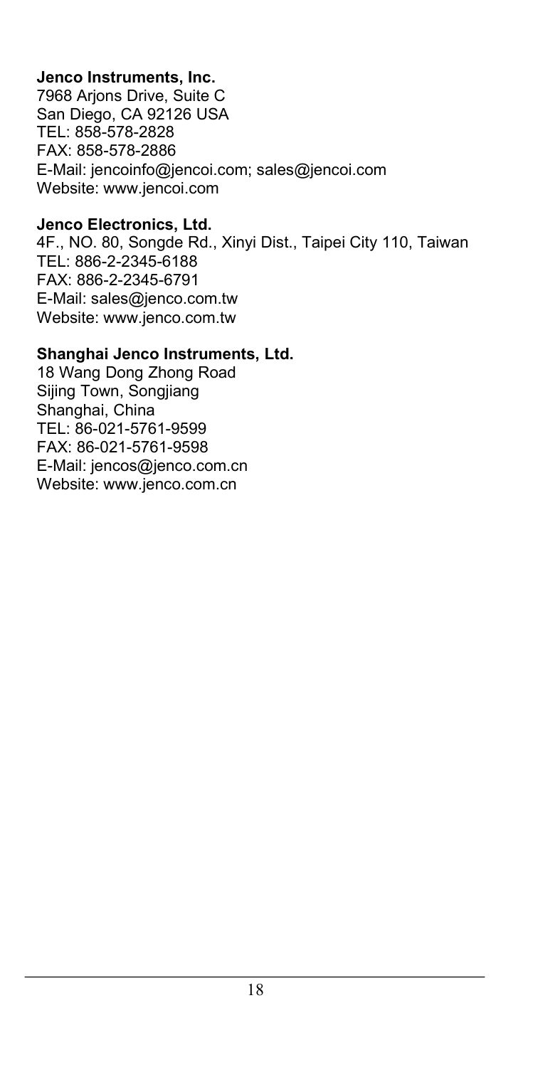**Jenco Instruments, Inc.**
7968 Arjons Drive, Suite C
San Diego, CA 92126 USA
TEL: 858-578-2828
FAX: 858-578-2886
E-Mail: jencoinfo@jencoi.com; sales@jencoi.com
Website: www.jencoi.com

**Jenco Electronics, Ltd.**
4F., NO. 80, Songde Rd., Xinyi Dist., Taipei City 110, Taiwan
TEL: 886-2-2345-6188
FAX: 886-2-2345-6791
E-Mail: sales@jenco.com.tw
Website: www.jenco.com.tw

**Shanghai Jenco Instruments, Ltd.**
18 Wang Dong Zhong Road
Sijing Town, Songjiang
Shanghai, China
TEL: 86-021-5761-9599
FAX: 86-021-5761-9598
E-Mail: jencos@jenco.com.cn
Website: www.jenco.com.cn